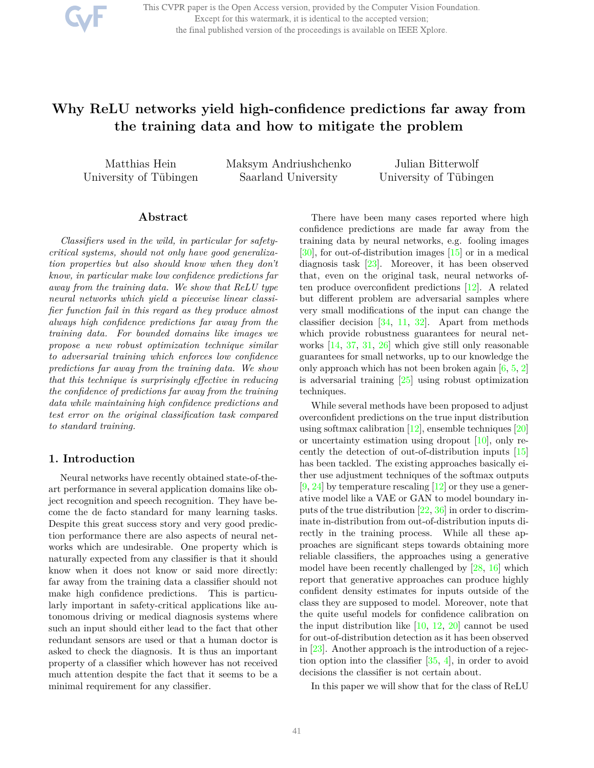# Why ReLU networks yield high-confidence predictions far away from the training data and how to mitigate the problem

Matthias Hein
University of Tübingen

Maksym Andriushchenko
Saarland University

Julian Bitterwolf
University of Tübingen

## Abstract

*Classifiers used in the wild, in particular for safety-critical systems, should not only have good generalization properties but also should know when they don't know, in particular make low confidence predictions far away from the training data. We show that ReLU type neural networks which yield a piecewise linear classifier function fail in this regard as they produce almost always high confidence predictions far away from the training data. For bounded domains like images we propose a new robust optimization technique similar to adversarial training which enforces low confidence predictions far away from the training data. We show that this technique is surprisingly effective in reducing the confidence of predictions far away from the training data while maintaining high confidence predictions and test error on the original classification task compared to standard training.*

## 1. Introduction

Neural networks have recently obtained state-of-the-art performance in several application domains like object recognition and speech recognition. They have become the de facto standard for many learning tasks. Despite this great success story and very good prediction performance there are also aspects of neural networks which are undesirable. One property which is naturally expected from any classifier is that it should know when it does not know or said more directly: far away from the training data a classifier should not make high confidence predictions. This is particularly important in safety-critical applications like autonomous driving or medical diagnosis systems where such an input should either lead to the fact that other redundant sensors are used or that a human doctor is asked to check the diagnosis. It is thus an important property of a classifier which however has not received much attention despite the fact that it seems to be a minimal requirement for any classifier.

There have been many cases reported where high confidence predictions are made far away from the training data by neural networks, e.g. fooling images [30], for out-of-distribution images [15] or in a medical diagnosis task [23]. Moreover, it has been observed that, even on the original task, neural networks often produce overconfident predictions [12]. A related but different problem are adversarial samples where very small modifications of the input can change the classifier decision [34, 11, 32]. Apart from methods which provide robustness guarantees for neural networks [14, 37, 31, 26] which give still only reasonable guarantees for small networks, up to our knowledge the only approach which has not been broken again [6, 5, 2] is adversarial training [25] using robust optimization techniques.

While several methods have been proposed to adjust overconfident predictions on the true input distribution using softmax calibration [12], ensemble techniques [20] or uncertainty estimation using dropout [10], only recently the detection of out-of-distribution inputs [15] has been tackled. The existing approaches basically either use adjustment techniques of the softmax outputs [9, 24] by temperature rescaling [12] or they use a generative model like a VAE or GAN to model boundary inputs of the true distribution [22, 36] in order to discriminate in-distribution from out-of-distribution inputs directly in the training process. While all these approaches are significant steps towards obtaining more reliable classifiers, the approaches using a generative model have been recently challenged by [28, 16] which report that generative approaches can produce highly confident density estimates for inputs outside of the class they are supposed to model. Moreover, note that the quite useful models for confidence calibration on the input distribution like [10, 12, 20] cannot be used for out-of-distribution detection as it has been observed in [23]. Another approach is the introduction of a rejection option into the classifier [35, 4], in order to avoid decisions the classifier is not certain about.

In this paper we will show that for the class of ReLU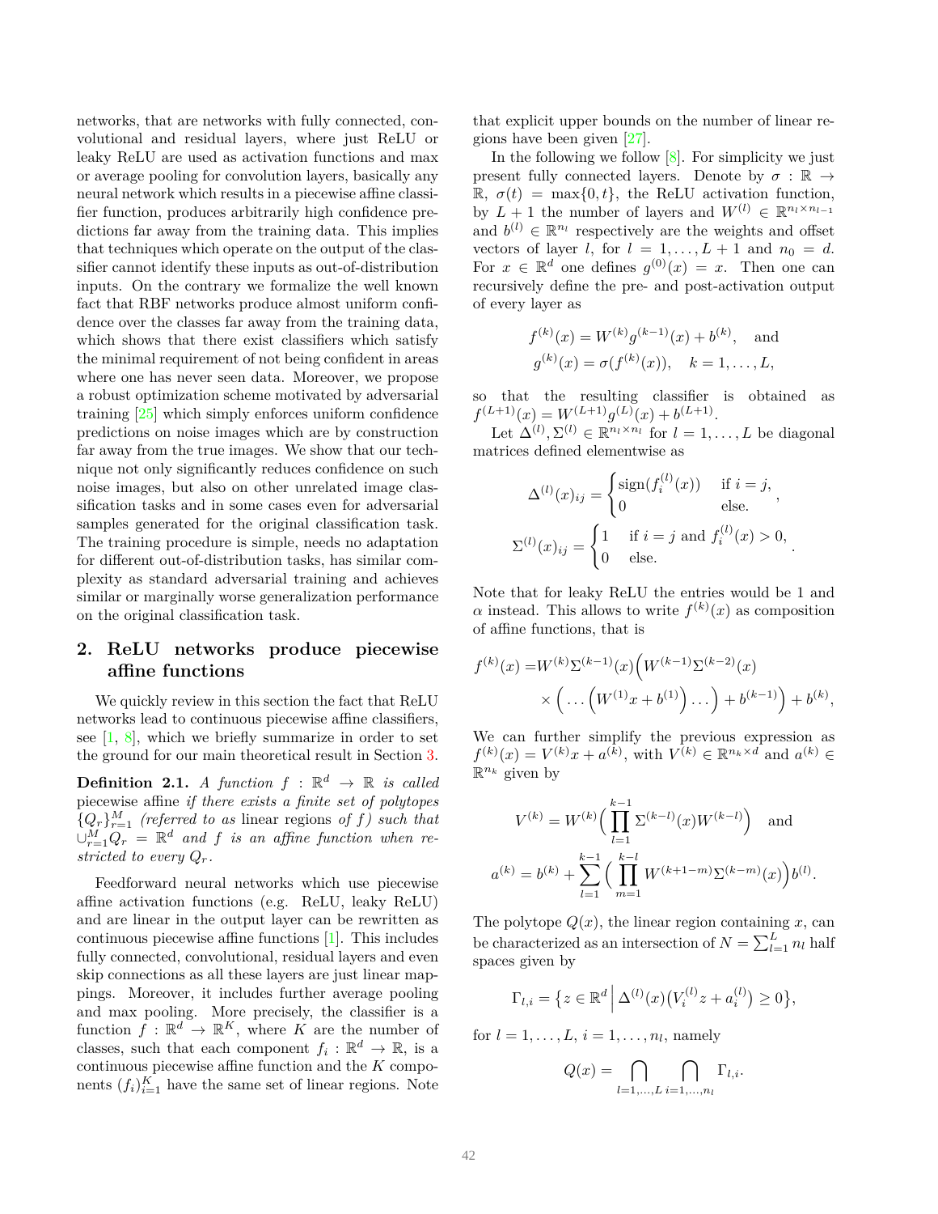networks, that are networks with fully connected, convolutional and residual layers, where just ReLU or leaky ReLU are used as activation functions and max or average pooling for convolution layers, basically any neural network which results in a piecewise affine classifier function, produces arbitrarily high confidence predictions far away from the training data. This implies that techniques which operate on the output of the classifier cannot identify these inputs as out-of-distribution inputs. On the contrary we formalize the well known fact that RBF networks produce almost uniform confidence over the classes far away from the training data, which shows that there exist classifiers which satisfy the minimal requirement of not being confident in areas where one has never seen data. Moreover, we propose a robust optimization scheme motivated by adversarial training [25] which simply enforces uniform confidence predictions on noise images which are by construction far away from the true images. We show that our technique not only significantly reduces confidence on such noise images, but also on other unrelated image classification tasks and in some cases even for adversarial samples generated for the original classification task. The training procedure is simple, needs no adaptation for different out-of-distribution tasks, has similar complexity as standard adversarial training and achieves similar or marginally worse generalization performance on the original classification task.

## 2. ReLU networks produce piecewise affine functions

We quickly review in this section the fact that ReLU networks lead to continuous piecewise affine classifiers, see [1, 8], which we briefly summarize in order to set the ground for our main theoretical result in Section 3.

**Definition 2.1.** *A function $f : \mathbb{R}^d \to \mathbb{R}$ is called* piecewise affine *if there exists a finite set of polytopes $\{Q_r\}_{r=1}^M$ (referred to as* linear regions *of $f$) such that $\cup_{r=1}^M Q_r = \mathbb{R}^d$ and $f$ is an affine function when restricted to every $Q_r$.*

Feedforward neural networks which use piecewise affine activation functions (e.g. ReLU, leaky ReLU) and are linear in the output layer can be rewritten as continuous piecewise affine functions [1]. This includes fully connected, convolutional, residual layers and even skip connections as all these layers are just linear mappings. Moreover, it includes further average pooling and max pooling. More precisely, the classifier is a function $f : \mathbb{R}^d \to \mathbb{R}^K$, where $K$ are the number of classes, such that each component $f_i : \mathbb{R}^d \to \mathbb{R}$, is a continuous piecewise affine function and the $K$ components $(f_i)_{i=1}^K$ have the same set of linear regions. Note that explicit upper bounds on the number of linear regions have been given [27].

In the following we follow [8]. For simplicity we just present fully connected layers. Denote by $\sigma : \mathbb{R} \to \mathbb{R}$, $\sigma(t) = \max\{0, t\}$, the ReLU activation function, by $L + 1$ the number of layers and $W^{(l)} \in \mathbb{R}^{n_l \times n_{l-1}}$ and $b^{(l)} \in \mathbb{R}^{n_l}$ respectively are the weights and offset vectors of layer $l$, for $l = 1, \dots, L+1$ and $n_0 = d$. For $x \in \mathbb{R}^d$ one defines $g^{(0)}(x) = x$. Then one can recursively define the pre- and post-activation output of every layer as

$$f^{(k)}(x) = W^{(k)} g^{(k-1)}(x) + b^{(k)}, \quad \text{and}$$
$$g^{(k)}(x) = \sigma(f^{(k)}(x)), \quad k = 1, \dots, L,$$

so that the resulting classifier is obtained as $f^{(L+1)}(x) = W^{(L+1)} g^{(L)}(x) + b^{(L+1)}$.

Let $\Delta^{(l)}, \Sigma^{(l)} \in \mathbb{R}^{n_l \times n_l}$ for $l = 1, \dots, L$ be diagonal matrices defined elementwise as

$$\Delta^{(l)}(x)_{ij} = \begin{cases} \operatorname{sign}(f_i^{(l)}(x)) & \text{if } i = j, \\ 0 & \text{else.} \end{cases},$$
$$\Sigma^{(l)}(x)_{ij} = \begin{cases} 1 & \text{if } i = j \text{ and } f_i^{(l)}(x) > 0, \\ 0 & \text{else.} \end{cases}.$$

Note that for leaky ReLU the entries would be 1 and $\alpha$ instead. This allows to write $f^{(k)}(x)$ as composition of affine functions, that is

$$\begin{aligned} f^{(k)}(x) =& W^{(k)} \Sigma^{(k-1)}(x) \Big( W^{(k-1)} \Sigma^{(k-2)}(x) \\ & \times \Big( \dots \Big( W^{(1)} x + b^{(1)} \Big) \dots \Big) + b^{(k-1)} \Big) + b^{(k)}, \end{aligned}$$

We can further simplify the previous expression as $f^{(k)}(x) = V^{(k)} x + a^{(k)}$, with $V^{(k)} \in \mathbb{R}^{n_k \times d}$ and $a^{(k)} \in \mathbb{R}^{n_k}$ given by

$$V^{(k)} = W^{(k)} \Big( \prod_{l=1}^{k-1} \Sigma^{(k-l)}(x) W^{(k-l)} \Big) \quad \text{and}$$
$$a^{(k)} = b^{(k)} + \sum_{l=1}^{k-1} \Big( \prod_{m=1}^{k-l} W^{(k+1-m)} \Sigma^{(k-m)}(x) \Big) b^{(l)}.$$

The polytope $Q(x)$, the linear region containing $x$, can be characterized as an intersection of $N = \sum_{l=1}^L n_l$ half spaces given by

$$\Gamma_{l,i} = \big\{ z \in \mathbb{R}^d \,\big|\, \Delta^{(l)}(x) \big( V_i^{(l)} z + a_i^{(l)} \big) \geq 0 \big\},$$

for $l = 1, \dots, L$, $i = 1, \dots, n_l$, namely

$$Q(x) = \bigcap_{l=1,\dots,L} \bigcap_{i=1,\dots,n_l} \Gamma_{l,i}.$$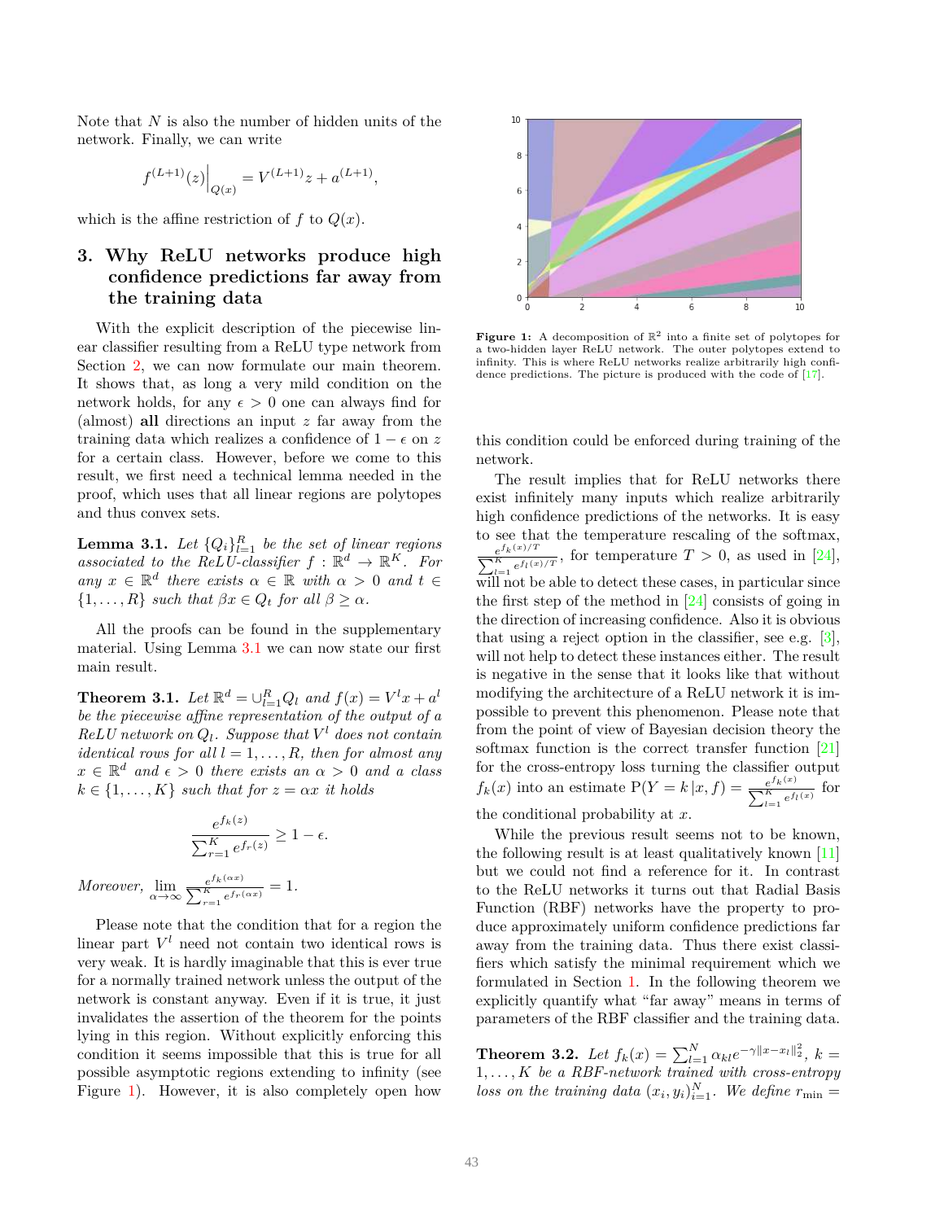Note that $N$ is also the number of hidden units of the network. Finally, we can write

$$f^{(L+1)}(z)\Big|_{Q(x)} = V^{(L+1)}z + a^{(L+1)},$$

which is the affine restriction of $f$ to $Q(x)$.

## 3. Why ReLU networks produce high confidence predictions far away from the training data

With the explicit description of the piecewise linear classifier resulting from a ReLU type network from Section 2, we can now formulate our main theorem. It shows that, as long a very mild condition on the network holds, for any $\epsilon > 0$ one can always find for (almost) **all** directions an input $z$ far away from the training data which realizes a confidence of $1 - \epsilon$ on $z$ for a certain class. However, before we come to this result, we first need a technical lemma needed in the proof, which uses that all linear regions are polytopes and thus convex sets.

**Lemma 3.1.** *Let $\{Q_i\}_{l=1}^R$ be the set of linear regions associated to the ReLU-classifier $f : \mathbb{R}^d \to \mathbb{R}^K$. For any $x \in \mathbb{R}^d$ there exists $\alpha \in \mathbb{R}$ with $\alpha > 0$ and $t \in \{1, \dots, R\}$ such that $\beta x \in Q_t$ for all $\beta \geq \alpha$.*

All the proofs can be found in the supplementary material. Using Lemma 3.1 we can now state our first main result.

**Theorem 3.1.** *Let $\mathbb{R}^d = \cup_{l=1}^R Q_l$ and $f(x) = V^l x + a^l$ be the piecewise affine representation of the output of a ReLU network on $Q_l$. Suppose that $V^l$ does not contain identical rows for all $l = 1, \dots, R$, then for almost any $x \in \mathbb{R}^d$ and $\epsilon > 0$ there exists an $\alpha > 0$ and a class $k \in \{1, \dots, K\}$ such that for $z = \alpha x$ it holds*

$$\frac{e^{f_k(z)}}{\sum_{r=1}^K e^{f_r(z)}} \geq 1 - \epsilon.$$

*Moreover,* $\lim_{\alpha \to \infty} \frac{e^{f_k(\alpha x)}}{\sum_{r=1}^K e^{f_r(\alpha x)}} = 1.$

Please note that the condition that for a region the linear part $V^l$ need not contain two identical rows is very weak. It is hardly imaginable that this is ever true for a normally trained network unless the output of the network is constant anyway. Even if it is true, it just invalidates the assertion of the theorem for the points lying in this region. Without explicitly enforcing this condition it seems impossible that this is true for all possible asymptotic regions extending to infinity (see Figure 1). However, it is also completely open how this condition could be enforced during training of the network.

**Figure 1:** A decomposition of $\mathbb{R}^2$ into a finite set of polytopes for a two-hidden layer ReLU network. The outer polytopes extend to infinity. This is where ReLU networks realize arbitrarily high confidence predictions. The picture is produced with the code of [17].

The result implies that for ReLU networks there exist infinitely many inputs which realize arbitrarily high confidence predictions of the networks. It is easy to see that the temperature rescaling of the softmax, $\frac{e^{f_k(x)/T}}{\sum_{l=1}^K e^{f_l(x)/T}}$, for temperature $T > 0$, as used in [24], will not be able to detect these cases, in particular since the first step of the method in [24] consists of going in the direction of increasing confidence. Also it is obvious that using a reject option in the classifier, see e.g. [3], will not help to detect these instances either. The result is negative in the sense that it looks like that without modifying the architecture of a ReLU network it is impossible to prevent this phenomenon. Please note that from the point of view of Bayesian decision theory the softmax function is the correct transfer function [21] for the cross-entropy loss turning the classifier output $f_k(x)$ into an estimate $\mathrm{P}(Y = k \,|\, x, f) = \frac{e^{f_k(x)}}{\sum_{l=1}^K e^{f_l(x)}}$ for the conditional probability at $x$.

While the previous result seems not to be known, the following result is at least qualitatively known [11] but we could not find a reference for it. In contrast to the ReLU networks it turns out that Radial Basis Function (RBF) networks have the property to produce approximately uniform confidence predictions far away from the training data. Thus there exist classifiers which satisfy the minimal requirement which we formulated in Section 1. In the following theorem we explicitly quantify what "far away" means in terms of parameters of the RBF classifier and the training data.

**Theorem 3.2.** *Let $f_k(x) = \sum_{l=1}^N \alpha_{kl} e^{-\gamma \|x - x_l\|_2^2}$, $k = 1, \dots, K$ be a RBF-network trained with cross-entropy loss on the training data $(x_i, y_i)_{i=1}^N$. We define $r_{\min} =$*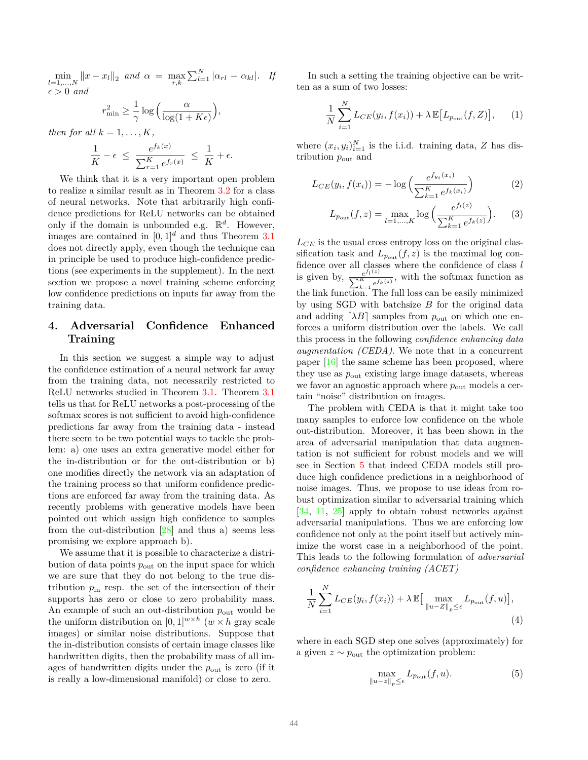$\min_{l=1,\ldots,N} \|x - x_l\|_2$ *and* $\alpha = \max_{r,k} \sum_{l=1}^{N} |\alpha_{rl} - \alpha_{kl}|$. *If* $\epsilon > 0$ *and*

$$r_{\min}^2 \geq \frac{1}{\gamma} \log\Big(\frac{\alpha}{\log(1 + K\epsilon)}\Big),$$

*then for all* $k = 1, \ldots, K$,

$$\frac{1}{K} - \epsilon \;\leq\; \frac{e^{f_k(x)}}{\sum_{r=1}^{K} e^{f_r(x)}} \;\leq\; \frac{1}{K} + \epsilon.$$

We think that it is a very important open problem to realize a similar result as in Theorem 3.2 for a class of neural networks. Note that arbitrarily high confidence predictions for ReLU networks can be obtained only if the domain is unbounded e.g. $\mathbb{R}^d$. However, images are contained in $[0, 1]^d$ and thus Theorem 3.1 does not directly apply, even though the technique can in principle be used to produce high-confidence predictions (see experiments in the supplement). In the next section we propose a novel training scheme enforcing low confidence predictions on inputs far away from the training data.

## 4. Adversarial Confidence Enhanced Training

In this section we suggest a simple way to adjust the confidence estimation of a neural network far away from the training data, not necessarily restricted to ReLU networks studied in Theorem 3.1. Theorem 3.1 tells us that for ReLU networks a post-processing of the softmax scores is not sufficient to avoid high-confidence predictions far away from the training data - instead there seem to be two potential ways to tackle the problem: a) one uses an extra generative model either for the in-distribution or for the out-distribution or b) one modifies directly the network via an adaptation of the training process so that uniform confidence predictions are enforced far away from the training data. As recently problems with generative models have been pointed out which assign high confidence to samples from the out-distribution [28] and thus a) seems less promising we explore approach b).

We assume that it is possible to characterize a distribution of data points $p_{\text{out}}$ on the input space for which we are sure that they do not belong to the true distribution $p_{\text{in}}$ resp. the set of the intersection of their supports has zero or close to zero probability mass. An example of such an out-distribution $p_{\text{out}}$ would be the uniform distribution on $[0, 1]^{w \times h}$ ($w \times h$ gray scale images) or similar noise distributions. Suppose that the in-distribution consists of certain image classes like handwritten digits, then the probability mass of all images of handwritten digits under the $p_{\text{out}}$ is zero (if it is really a low-dimensional manifold) or close to zero.

In such a setting the training objective can be written as a sum of two losses:

$$\frac{1}{N} \sum_{i=1}^{N} L_{CE}(y_i, f(x_i)) + \lambda\, \mathbb{E}\big[L_{p_{\text{out}}}(f, Z)\big], \tag{1}$$

where $(x_i, y_i)_{i=1}^{N}$ is the i.i.d. training data, $Z$ has distribution $p_{\text{out}}$ and

$$L_{CE}(y_i, f(x_i)) = -\log\Big(\frac{e^{f_{y_i}(x_i)}}{\sum_{k=1}^{K} e^{f_k(x_i)}}\Big) \tag{2}$$

$$L_{p_{\text{out}}}(f, z) = \max_{l=1,\ldots,K} \log\Big(\frac{e^{f_l(z)}}{\sum_{k=1}^{K} e^{f_k(z)}}\Big). \tag{3}$$

$L_{CE}$ is the usual cross entropy loss on the original classification task and $L_{p_{\text{out}}}(f, z)$ is the maximal log confidence over all classes where the confidence of class $l$ is given by, $\frac{e^{f_l(z)}}{\sum_{k=1}^{K} e^{f_k(z)}}$, with the softmax function as the link function. The full loss can be easily minimized by using SGD with batchsize $B$ for the original data and adding $\lceil \lambda B \rceil$ samples from $p_{\text{out}}$ on which one enforces a uniform distribution over the labels. We call this process in the following *confidence enhancing data augmentation (CEDA)*. We note that in a concurrent paper [16] the same scheme has been proposed, where they use as $p_{\text{out}}$ existing large image datasets, whereas we favor an agnostic approach where $p_{\text{out}}$ models a certain "noise" distribution on images.

The problem with CEDA is that it might take too many samples to enforce low confidence on the whole out-distribution. Moreover, it has been shown in the area of adversarial manipulation that data augmentation is not sufficient for robust models and we will see in Section 5 that indeed CEDA models still produce high confidence predictions in a neighborhood of noise images. Thus, we propose to use ideas from robust optimization similar to adversarial training which [34, 11, 25] apply to obtain robust networks against adversarial manipulations. Thus we are enforcing low confidence not only at the point itself but actively minimize the worst case in a neighborhood of the point. This leads to the following formulation of *adversarial confidence enhancing training (ACET)*

$$\frac{1}{N} \sum_{i=1}^{N} L_{CE}(y_i, f(x_i)) + \lambda\, \mathbb{E}\big[\max_{\|u - Z\|_p \leq \epsilon} L_{p_{\text{out}}}(f, u)\big], \tag{4}$$

where in each SGD step one solves (approximately) for a given $z \sim p_{\text{out}}$ the optimization problem:

$$\max_{\|u - z\|_p \leq \epsilon} L_{p_{\text{out}}}(f, u). \tag{5}$$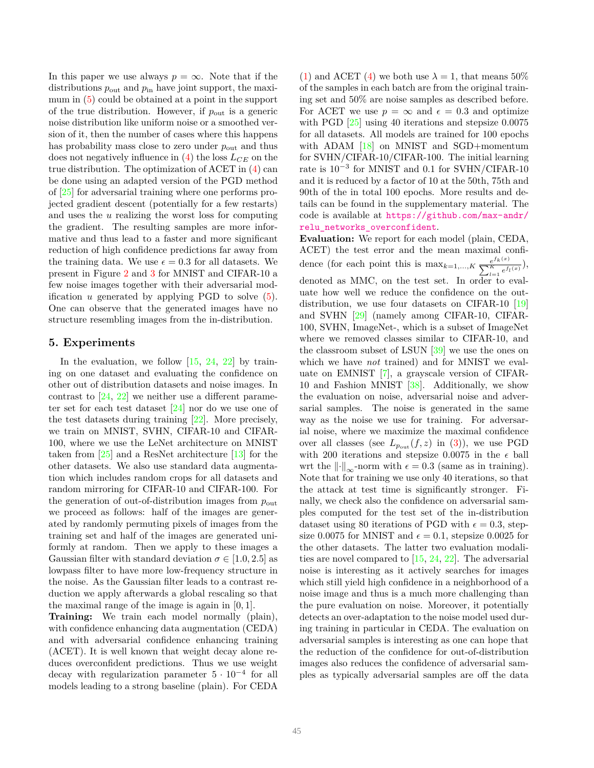In this paper we use always $p = \infty$. Note that if the distributions $p_{\text{out}}$ and $p_{\text{in}}$ have joint support, the maximum in (5) could be obtained at a point in the support of the true distribution. However, if $p_{\text{out}}$ is a generic noise distribution like uniform noise or a smoothed version of it, then the number of cases where this happens has probability mass close to zero under $p_{\text{out}}$ and thus does not negatively influence in (4) the loss $L_{CE}$ on the true distribution. The optimization of ACET in (4) can be done using an adapted version of the PGD method of [25] for adversarial training where one performs projected gradient descent (potentially for a few restarts) and uses the $u$ realizing the worst loss for computing the gradient. The resulting samples are more informative and thus lead to a faster and more significant reduction of high confidence predictions far away from the training data. We use $\epsilon = 0.3$ for all datasets. We present in Figure 2 and 3 for MNIST and CIFAR-10 a few noise images together with their adversarial modification $u$ generated by applying PGD to solve (5). One can observe that the generated images have no structure resembling images from the in-distribution.

## 5. Experiments

In the evaluation, we follow [15, 24, 22] by training on one dataset and evaluating the confidence on other out of distribution datasets and noise images. In contrast to [24, 22] we neither use a different parameter set for each test dataset [24] nor do we use one of the test datasets during training [22]. More precisely, we train on MNIST, SVHN, CIFAR-10 and CIFAR-100, where we use the LeNet architecture on MNIST taken from [25] and a ResNet architecture [13] for the other datasets. We also use standard data augmentation which includes random crops for all datasets and random mirroring for CIFAR-10 and CIFAR-100. For the generation of out-of-distribution images from $p_{\text{out}}$ we proceed as follows: half of the images are generated by randomly permuting pixels of images from the training set and half of the images are generated uniformly at random. Then we apply to these images a Gaussian filter with standard deviation $\sigma \in [1.0, 2.5]$ as lowpass filter to have more low-frequency structure in the noise. As the Gaussian filter leads to a contrast reduction we apply afterwards a global rescaling so that the maximal range of the image is again in $[0, 1]$.

**Training:** We train each model normally (plain), with confidence enhancing data augmentation (CEDA) and with adversarial confidence enhancing training (ACET). It is well known that weight decay alone reduces overconfident predictions. Thus we use weight decay with regularization parameter $5 \cdot 10^{-4}$ for all models leading to a strong baseline (plain). For CEDA (1) and ACET (4) we both use $\lambda = 1$, that means 50% of the samples in each batch are from the original training set and 50% are noise samples as described before. For ACET we use $p = \infty$ and $\epsilon = 0.3$ and optimize with PGD [25] using 40 iterations and stepsize 0.0075 for all datasets. All models are trained for 100 epochs with ADAM [18] on MNIST and SGD+momentum for SVHN/CIFAR-10/CIFAR-100. The initial learning rate is $10^{-3}$ for MNIST and 0.1 for SVHN/CIFAR-10 and it is reduced by a factor of 10 at the 50th, 75th and 90th of the in total 100 epochs. More results and details can be found in the supplementary material. The code is available at https://github.com/max-andr/relu_networks_overconfident.

**Evaluation:** We report for each model (plain, CEDA, ACET) the test error and the mean maximal confidence (for each point this is $\max_{k=1,\ldots,K} \frac{e^{f_k(x)}}{\sum_{l=1}^{K} e^{f_l(x)}}$), denoted as MMC, on the test set. In order to evaluate how well we reduce the confidence on the out-distribution, we use four datasets on CIFAR-10 [19] and SVHN [29] (namely among CIFAR-10, CIFAR-100, SVHN, ImageNet-, which is a subset of ImageNet where we removed classes similar to CIFAR-10, and the classroom subset of LSUN [39] we use the ones on which we have *not* trained) and for MNIST we evaluate on EMNIST [7], a grayscale version of CIFAR-10 and Fashion MNIST [38]. Additionally, we show the evaluation on noise, adversarial noise and adversarial samples. The noise is generated in the same way as the noise we use for training. For adversarial noise, where we maximize the maximal confidence over all classes (see $L_{p_{\text{out}}}(f, z)$ in (3)), we use PGD with 200 iterations and stepsize 0.0075 in the $\epsilon$ ball wrt the $\|\cdot\|_\infty$-norm with $\epsilon = 0.3$ (same as in training). Note that for training we use only 40 iterations, so that the attack at test time is significantly stronger. Finally, we check also the confidence on adversarial samples computed for the test set of the in-distribution dataset using 80 iterations of PGD with $\epsilon = 0.3$, stepsize 0.0075 for MNIST and $\epsilon = 0.1$, stepsize 0.0025 for the other datasets. The latter two evaluation modalities are novel compared to [15, 24, 22]. The adversarial noise is interesting as it actively searches for images which still yield high confidence in a neighborhood of a noise image and thus is a much more challenging than the pure evaluation on noise. Moreover, it potentially detects an over-adaptation to the noise model used during training in particular in CEDA. The evaluation on adversarial samples is interesting as one can hope that the reduction of the confidence for out-of-distribution images also reduces the confidence of adversarial samples as typically adversarial samples are off the data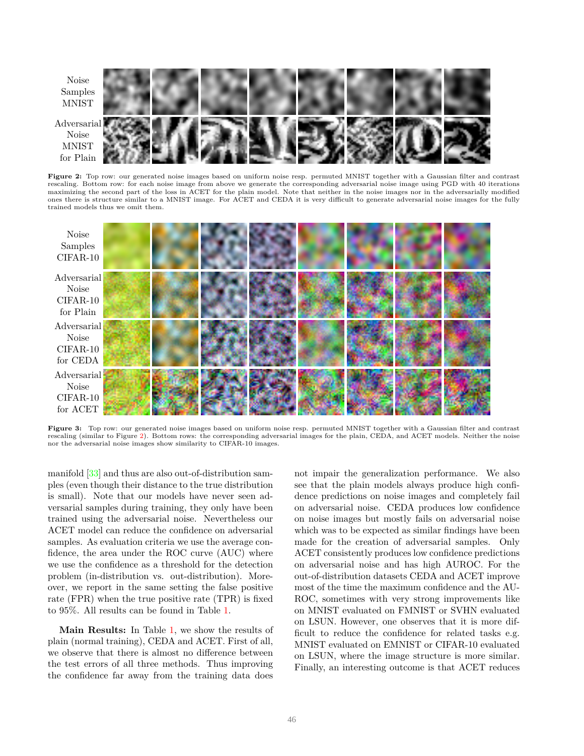**Figure 2:** Top row: our generated noise images based on uniform noise resp. permuted MNIST together with a Gaussian filter and contrast rescaling. Bottom row: for each noise image from above we generate the corresponding adversarial noise image using PGD with 40 iterations maximizing the second part of the loss in ACET for the plain model. Note that neither in the noise images nor in the adversarially modified ones there is structure similar to a MNIST image. For ACET and CEDA it is very difficult to generate adversarial noise images for the fully trained models thus we omit them.

**Figure 3:** Top row: our generated noise images based on uniform noise resp. permuted MNIST together with a Gaussian filter and contrast rescaling (similar to Figure 2). Bottom rows: the corresponding adversarial images for the plain, CEDA, and ACET models. Neither the noise nor the adversarial noise images show similarity to CIFAR-10 images.

manifold [33] and thus are also out-of-distribution samples (even though their distance to the true distribution is small). Note that our models have never seen adversarial samples during training, they only have been trained using the adversarial noise. Nevertheless our ACET model can reduce the confidence on adversarial samples. As evaluation criteria we use the average confidence, the area under the ROC curve (AUC) where we use the confidence as a threshold for the detection problem (in-distribution vs. out-distribution). Moreover, we report in the same setting the false positive rate (FPR) when the true positive rate (TPR) is fixed to 95%. All results can be found in Table 1.

**Main Results:** In Table 1, we show the results of plain (normal training), CEDA and ACET. First of all, we observe that there is almost no difference between the test errors of all three methods. Thus improving the confidence far away from the training data does not impair the generalization performance. We also see that the plain models always produce high confidence predictions on noise images and completely fail on adversarial noise. CEDA produces low confidence on noise images but mostly fails on adversarial noise which was to be expected as similar findings have been made for the creation of adversarial samples. Only ACET consistently produces low confidence predictions on adversarial noise and has high AUROC. For the out-of-distribution datasets CEDA and ACET improve most of the time the maximum confidence and the AUROC, sometimes with very strong improvements like on MNIST evaluated on FMNIST or SVHN evaluated on LSUN. However, one observes that it is more difficult to reduce the confidence for related tasks e.g. MNIST evaluated on EMNIST or CIFAR-10 evaluated on LSUN, where the image structure is more similar. Finally, an interesting outcome is that ACET reduces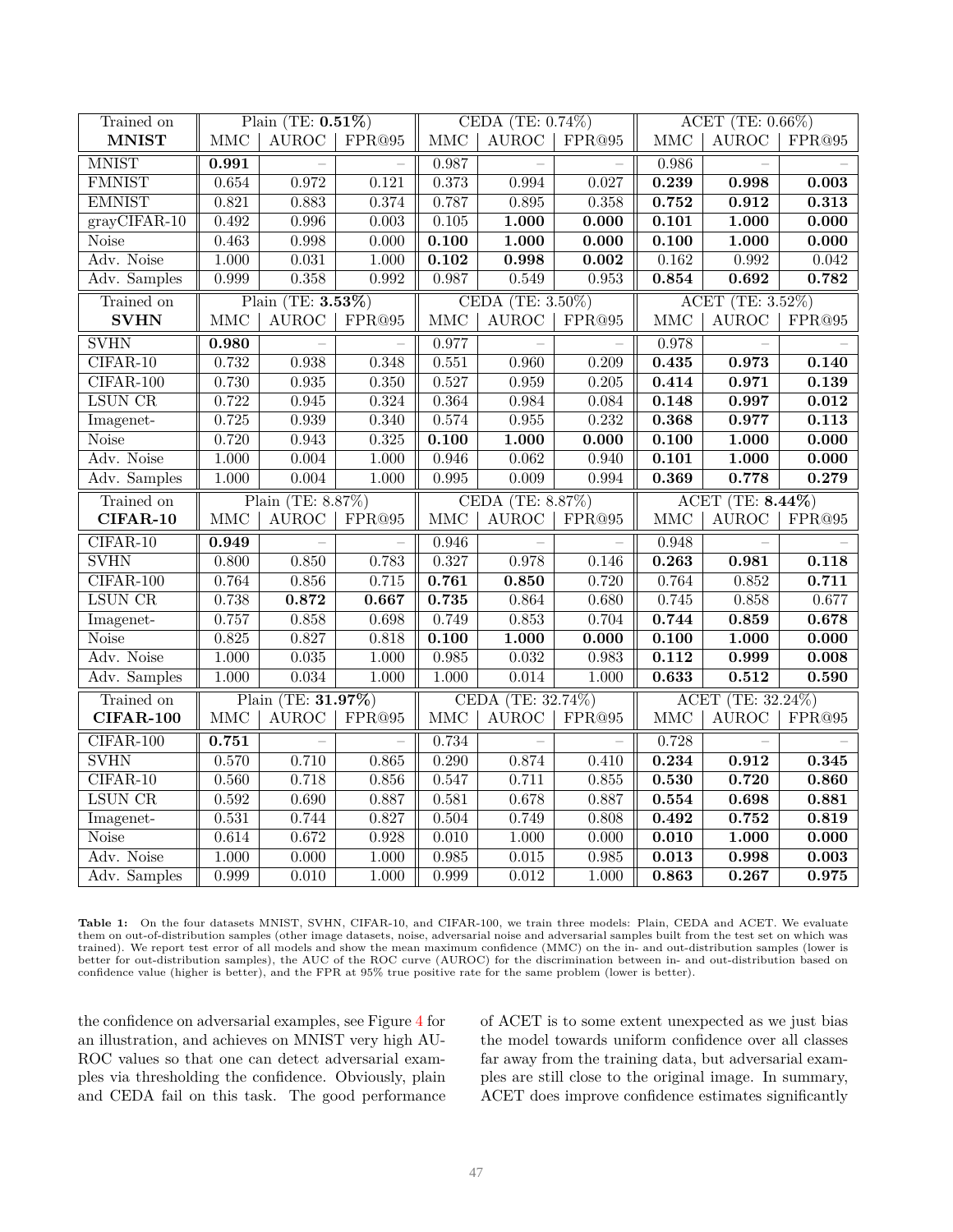| Trained on **MNIST** | Plain (TE: **0.51%**) | | | CEDA (TE: 0.74%) | | | ACET (TE: 0.66%) | | |
|---|---|---|---|---|---|---|---|---|---|
| | MMC | AUROC | FPR@95 | MMC | AUROC | FPR@95 | MMC | AUROC | FPR@95 |
| MNIST | **0.991** | – | – | 0.987 | – | – | 0.986 | – | – |
| FMNIST | 0.654 | 0.972 | 0.121 | 0.373 | 0.994 | 0.027 | **0.239** | **0.998** | **0.003** |
| EMNIST | 0.821 | 0.883 | 0.374 | 0.787 | 0.895 | 0.358 | **0.752** | **0.912** | **0.313** |
| grayCIFAR-10 | 0.492 | 0.996 | 0.003 | 0.105 | **1.000** | **0.000** | **0.101** | **1.000** | **0.000** |
| Noise | 0.463 | 0.998 | 0.000 | **0.100** | **1.000** | **0.000** | **0.100** | **1.000** | **0.000** |
| Adv. Noise | 1.000 | 0.031 | 1.000 | **0.102** | **0.998** | **0.002** | 0.162 | 0.992 | 0.042 |
| Adv. Samples | 0.999 | 0.358 | 0.992 | 0.987 | 0.549 | 0.953 | **0.854** | **0.692** | **0.782** |
| Trained on **SVHN** | Plain (TE: **3.53%**) | | | CEDA (TE: 3.50%) | | | ACET (TE: 3.52%) | | |
| | MMC | AUROC | FPR@95 | MMC | AUROC | FPR@95 | MMC | AUROC | FPR@95 |
| SVHN | **0.980** | – | – | 0.977 | – | – | 0.978 | – | – |
| CIFAR-10 | 0.732 | 0.938 | 0.348 | 0.551 | 0.960 | 0.209 | **0.435** | **0.973** | **0.140** |
| CIFAR-100 | 0.730 | 0.935 | 0.350 | 0.527 | 0.959 | 0.205 | **0.414** | **0.971** | **0.139** |
| LSUN CR | 0.722 | 0.945 | 0.324 | 0.364 | 0.984 | 0.084 | **0.148** | **0.997** | **0.012** |
| Imagenet- | 0.725 | 0.939 | 0.340 | 0.574 | 0.955 | 0.232 | **0.368** | **0.977** | **0.113** |
| Noise | 0.720 | 0.943 | 0.325 | **0.100** | **1.000** | **0.000** | **0.100** | **1.000** | **0.000** |
| Adv. Noise | 1.000 | 0.004 | 1.000 | 0.946 | 0.062 | 0.940 | **0.101** | **1.000** | **0.000** |
| Adv. Samples | 1.000 | 0.004 | 1.000 | 0.995 | 0.009 | 0.994 | **0.369** | **0.778** | **0.279** |
| Trained on **CIFAR-10** | Plain (TE: 8.87%) | | | CEDA (TE: 8.87%) | | | ACET (TE: **8.44%**) | | |
| | MMC | AUROC | FPR@95 | MMC | AUROC | FPR@95 | MMC | AUROC | FPR@95 |
| CIFAR-10 | **0.949** | – | – | 0.946 | – | – | 0.948 | – | – |
| SVHN | 0.800 | 0.850 | 0.783 | 0.327 | 0.978 | 0.146 | **0.263** | **0.981** | **0.118** |
| CIFAR-100 | 0.764 | 0.856 | 0.715 | **0.761** | **0.850** | 0.720 | 0.764 | 0.852 | **0.711** |
| LSUN CR | 0.738 | **0.872** | **0.667** | **0.735** | 0.864 | 0.680 | 0.745 | 0.858 | 0.677 |
| Imagenet- | 0.757 | 0.858 | 0.698 | 0.749 | 0.853 | 0.704 | **0.744** | **0.859** | **0.678** |
| Noise | 0.825 | 0.827 | 0.818 | **0.100** | **1.000** | **0.000** | **0.100** | **1.000** | **0.000** |
| Adv. Noise | 1.000 | 0.035 | 1.000 | 0.985 | 0.032 | 0.983 | **0.112** | **0.999** | **0.008** |
| Adv. Samples | 1.000 | 0.034 | 1.000 | 1.000 | 0.014 | 1.000 | **0.633** | **0.512** | **0.590** |
| Trained on **CIFAR-100** | Plain (TE: **31.97%**) | | | CEDA (TE: 32.74%) | | | ACET (TE: 32.24%) | | |
| | MMC | AUROC | FPR@95 | MMC | AUROC | FPR@95 | MMC | AUROC | FPR@95 |
| CIFAR-100 | **0.751** | – | – | 0.734 | – | – | 0.728 | – | – |
| SVHN | 0.570 | 0.710 | 0.865 | 0.290 | 0.874 | 0.410 | **0.234** | **0.912** | **0.345** |
| CIFAR-10 | 0.560 | 0.718 | 0.856 | 0.547 | 0.711 | 0.855 | **0.530** | **0.720** | **0.860** |
| LSUN CR | 0.592 | 0.690 | 0.887 | 0.581 | 0.678 | 0.887 | **0.554** | **0.698** | **0.881** |
| Imagenet- | 0.531 | 0.744 | 0.827 | 0.504 | 0.749 | 0.808 | **0.492** | **0.752** | **0.819** |
| Noise | 0.614 | 0.672 | 0.928 | 0.010 | 1.000 | 0.000 | **0.010** | **1.000** | **0.000** |
| Adv. Noise | 1.000 | 0.000 | 1.000 | 0.985 | 0.015 | 0.985 | **0.013** | **0.998** | **0.003** |
| Adv. Samples | 0.999 | 0.010 | 1.000 | 0.999 | 0.012 | 1.000 | **0.863** | **0.267** | **0.975** |

**Table 1:** On the four datasets MNIST, SVHN, CIFAR-10, and CIFAR-100, we train three models: Plain, CEDA and ACET. We evaluate them on out-of-distribution samples (other image datasets, noise, adversarial noise and adversarial samples built from the test set on which was trained). We report test error of all models and show the mean maximum confidence (MMC) on the in- and out-distribution samples (lower is better for out-distribution samples), the AUC of the ROC curve (AUROC) for the discrimination between in- and out-distribution based on confidence value (higher is better), and the FPR at 95% true positive rate for the same problem (lower is better).

the confidence on adversarial examples, see Figure 4 for an illustration, and achieves on MNIST very high AUROC values so that one can detect adversarial examples via thresholding the confidence. Obviously, plain and CEDA fail on this task. The good performance of ACET is to some extent unexpected as we just bias the model towards uniform confidence over all classes far away from the training data, but adversarial examples are still close to the original image. In summary, ACET does improve confidence estimates significantly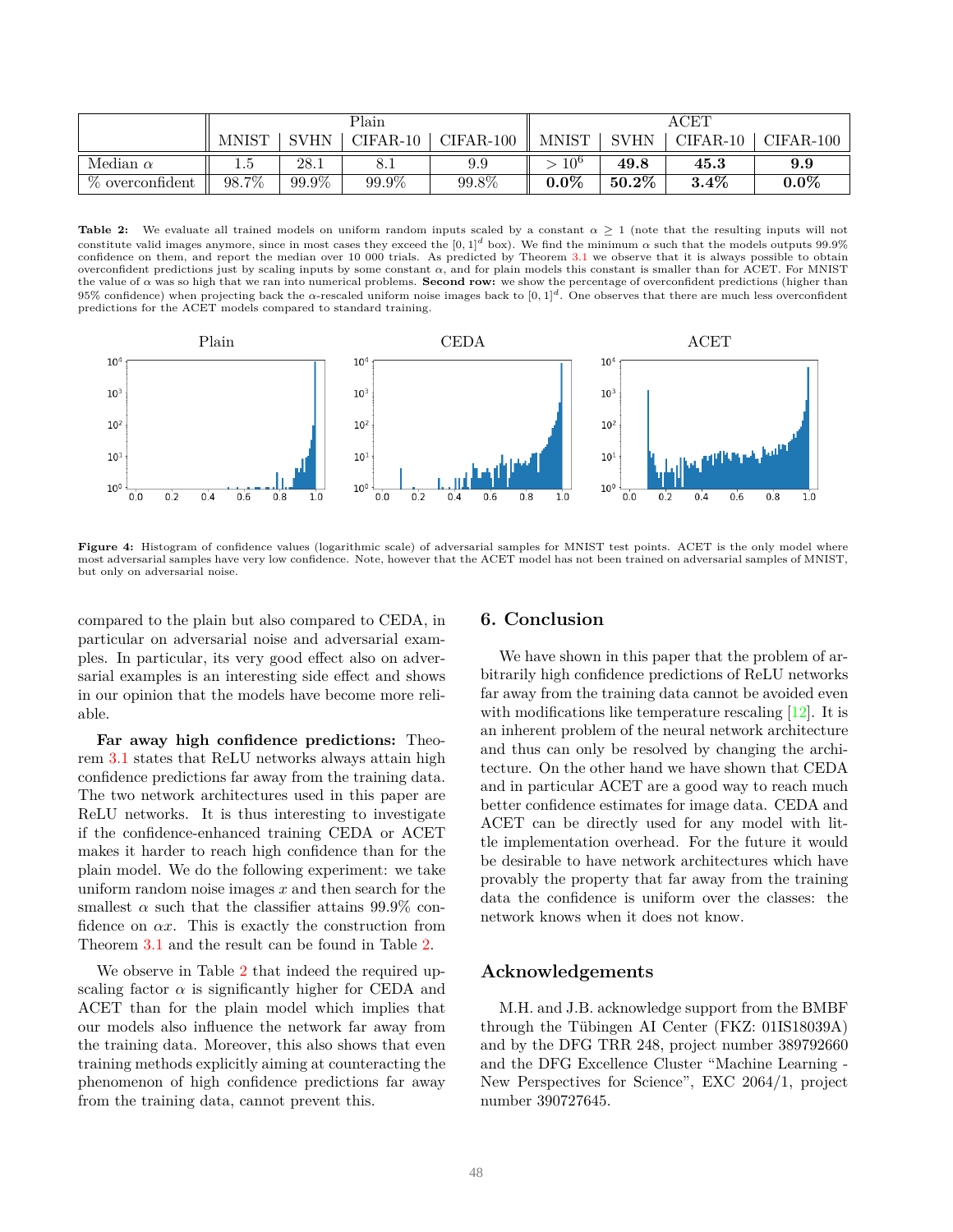| | Plain | | | | ACET | | | |
|---|---|---|---|---|---|---|---|---|
| | MNIST | SVHN | CIFAR-10 | CIFAR-100 | MNIST | SVHN | CIFAR-10 | CIFAR-100 |
| Median $\alpha$ | 1.5 | 28.1 | 8.1 | 9.9 | $> 10^6$ | **49.8** | **45.3** | **9.9** |
| % overconfident | 98.7% | 99.9% | 99.9% | 99.8% | **0.0%** | **50.2%** | **3.4%** | **0.0%** |

**Table 2:** We evaluate all trained models on uniform random inputs scaled by a constant $\alpha \geq 1$ (note that the resulting inputs will not constitute valid images anymore, since in most cases they exceed the $[0, 1]^d$ box). We find the minimum $\alpha$ such that the models outputs 99.9% confidence on them, and report the median over 10 000 trials. As predicted by Theorem 3.1 we observe that it is always possible to obtain overconfident predictions just by scaling inputs by some constant $\alpha$, and for plain models this constant is smaller than for ACET. For MNIST the value of $\alpha$ was so high that we ran into numerical problems. **Second row:** we show the percentage of overconfident predictions (higher than 95% confidence) when projecting back the $\alpha$-rescaled uniform noise images back to $[0, 1]^d$. One observes that there are much less overconfident predictions for the ACET models compared to standard training.

**Figure 4:** Histogram of confidence values (logarithmic scale) of adversarial samples for MNIST test points. ACET is the only model where most adversarial samples have very low confidence. Note, however that the ACET model has not been trained on adversarial samples of MNIST, but only on adversarial noise.

compared to the plain but also compared to CEDA, in particular on adversarial noise and adversarial examples. In particular, its very good effect also on adversarial examples is an interesting side effect and shows in our opinion that the models have become more reliable.

**Far away high confidence predictions:** Theorem 3.1 states that ReLU networks always attain high confidence predictions far away from the training data. The two network architectures used in this paper are ReLU networks. It is thus interesting to investigate if the confidence-enhanced training CEDA or ACET makes it harder to reach high confidence than for the plain model. We do the following experiment: we take uniform random noise images $x$ and then search for the smallest $\alpha$ such that the classifier attains 99.9% confidence on $\alpha x$. This is exactly the construction from Theorem 3.1 and the result can be found in Table 2.

We observe in Table 2 that indeed the required upscaling factor $\alpha$ is significantly higher for CEDA and ACET than for the plain model which implies that our models also influence the network far away from the training data. Moreover, this also shows that even training methods explicitly aiming at counteracting the phenomenon of high confidence predictions far away from the training data, cannot prevent this.

## 6. Conclusion

We have shown in this paper that the problem of arbitrarily high confidence predictions of ReLU networks far away from the training data cannot be avoided even with modifications like temperature rescaling [12]. It is an inherent problem of the neural network architecture and thus can only be resolved by changing the architecture. On the other hand we have shown that CEDA and in particular ACET are a good way to reach much better confidence estimates for image data. CEDA and ACET can be directly used for any model with little implementation overhead. For the future it would be desirable to have network architectures which have provably the property that far away from the training data the confidence is uniform over the classes: the network knows when it does not know.

## Acknowledgements

M.H. and J.B. acknowledge support from the BMBF through the Tübingen AI Center (FKZ: 01IS18039A) and by the DFG TRR 248, project number 389792660 and the DFG Excellence Cluster "Machine Learning - New Perspectives for Science", EXC 2064/1, project number 390727645.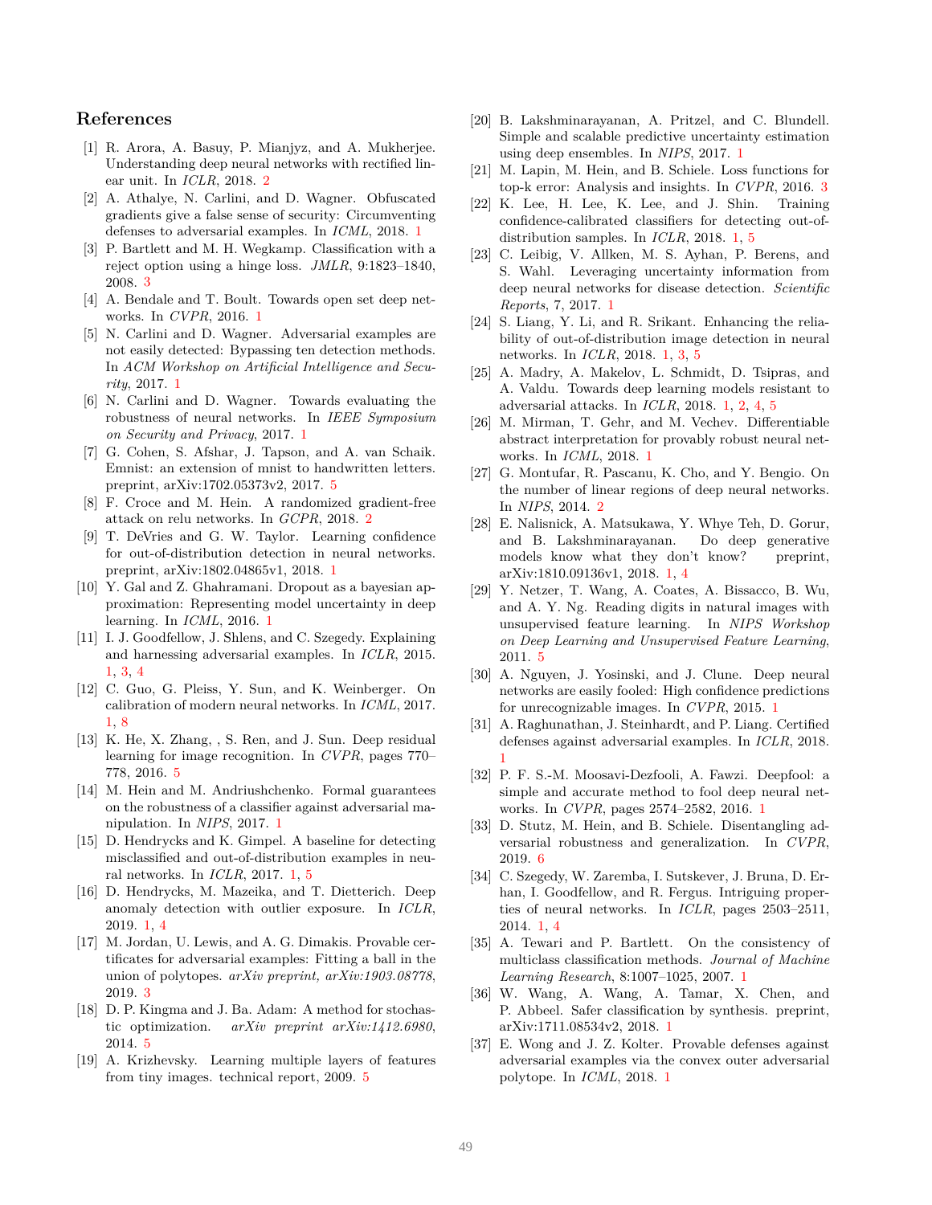## References

[1] R. Arora, A. Basuy, P. Mianjyz, and A. Mukherjee. Understanding deep neural networks with rectified linear unit. In *ICLR*, 2018. 2

[2] A. Athalye, N. Carlini, and D. Wagner. Obfuscated gradients give a false sense of security: Circumventing defenses to adversarial examples. In *ICML*, 2018. 1

[3] P. Bartlett and M. H. Wegkamp. Classification with a reject option using a hinge loss. *JMLR*, 9:1823–1840, 2008. 3

[4] A. Bendale and T. Boult. Towards open set deep networks. In *CVPR*, 2016. 1

[5] N. Carlini and D. Wagner. Adversarial examples are not easily detected: Bypassing ten detection methods. In *ACM Workshop on Artificial Intelligence and Security*, 2017. 1

[6] N. Carlini and D. Wagner. Towards evaluating the robustness of neural networks. In *IEEE Symposium on Security and Privacy*, 2017. 1

[7] G. Cohen, S. Afshar, J. Tapson, and A. van Schaik. Emnist: an extension of mnist to handwritten letters. preprint, arXiv:1702.05373v2, 2017. 5

[8] F. Croce and M. Hein. A randomized gradient-free attack on relu networks. In *GCPR*, 2018. 2

[9] T. DeVries and G. W. Taylor. Learning confidence for out-of-distribution detection in neural networks. preprint, arXiv:1802.04865v1, 2018. 1

[10] Y. Gal and Z. Ghahramani. Dropout as a bayesian approximation: Representing model uncertainty in deep learning. In *ICML*, 2016. 1

[11] I. J. Goodfellow, J. Shlens, and C. Szegedy. Explaining and harnessing adversarial examples. In *ICLR*, 2015. 1, 3, 4

[12] C. Guo, G. Pleiss, Y. Sun, and K. Weinberger. On calibration of modern neural networks. In *ICML*, 2017. 1, 8

[13] K. He, X. Zhang, , S. Ren, and J. Sun. Deep residual learning for image recognition. In *CVPR*, pages 770–778, 2016. 5

[14] M. Hein and M. Andriushchenko. Formal guarantees on the robustness of a classifier against adversarial manipulation. In *NIPS*, 2017. 1

[15] D. Hendrycks and K. Gimpel. A baseline for detecting misclassified and out-of-distribution examples in neural networks. In *ICLR*, 2017. 1, 5

[16] D. Hendrycks, M. Mazeika, and T. Dietterich. Deep anomaly detection with outlier exposure. In *ICLR*, 2019. 1, 4

[17] M. Jordan, U. Lewis, and A. G. Dimakis. Provable certificates for adversarial examples: Fitting a ball in the union of polytopes. *arXiv preprint, arXiv:1903.08778*, 2019. 3

[18] D. P. Kingma and J. Ba. Adam: A method for stochastic optimization. *arXiv preprint arXiv:1412.6980*, 2014. 5

[19] A. Krizhevsky. Learning multiple layers of features from tiny images. technical report, 2009. 5

[20] B. Lakshminarayanan, A. Pritzel, and C. Blundell. Simple and scalable predictive uncertainty estimation using deep ensembles. In *NIPS*, 2017. 1

[21] M. Lapin, M. Hein, and B. Schiele. Loss functions for top-k error: Analysis and insights. In *CVPR*, 2016. 3

[22] K. Lee, H. Lee, K. Lee, and J. Shin. Training confidence-calibrated classifiers for detecting out-of-distribution samples. In *ICLR*, 2018. 1, 5

[23] C. Leibig, V. Allken, M. S. Ayhan, P. Berens, and S. Wahl. Leveraging uncertainty information from deep neural networks for disease detection. *Scientific Reports*, 7, 2017. 1

[24] S. Liang, Y. Li, and R. Srikant. Enhancing the reliability of out-of-distribution image detection in neural networks. In *ICLR*, 2018. 1, 3, 5

[25] A. Madry, A. Makelov, L. Schmidt, D. Tsipras, and A. Valdu. Towards deep learning models resistant to adversarial attacks. In *ICLR*, 2018. 1, 2, 4, 5

[26] M. Mirman, T. Gehr, and M. Vechev. Differentiable abstract interpretation for provably robust neural networks. In *ICML*, 2018. 1

[27] G. Montufar, R. Pascanu, K. Cho, and Y. Bengio. On the number of linear regions of deep neural networks. In *NIPS*, 2014. 2

[28] E. Nalisnick, A. Matsukawa, Y. Whye Teh, D. Gorur, and B. Lakshminarayanan. Do deep generative models know what they don't know? preprint, arXiv:1810.09136v1, 2018. 1, 4

[29] Y. Netzer, T. Wang, A. Coates, A. Bissacco, B. Wu, and A. Y. Ng. Reading digits in natural images with unsupervised feature learning. In *NIPS Workshop on Deep Learning and Unsupervised Feature Learning*, 2011. 5

[30] A. Nguyen, J. Yosinski, and J. Clune. Deep neural networks are easily fooled: High confidence predictions for unrecognizable images. In *CVPR*, 2015. 1

[31] A. Raghunathan, J. Steinhardt, and P. Liang. Certified defenses against adversarial examples. In *ICLR*, 2018. 1

[32] P. F. S.-M. Moosavi-Dezfooli, A. Fawzi. Deepfool: a simple and accurate method to fool deep neural networks. In *CVPR*, pages 2574–2582, 2016. 1

[33] D. Stutz, M. Hein, and B. Schiele. Disentangling adversarial robustness and generalization. In *CVPR*, 2019. 6

[34] C. Szegedy, W. Zaremba, I. Sutskever, J. Bruna, D. Erhan, I. Goodfellow, and R. Fergus. Intriguing properties of neural networks. In *ICLR*, pages 2503–2511, 2014. 1, 4

[35] A. Tewari and P. Bartlett. On the consistency of multiclass classification methods. *Journal of Machine Learning Research*, 8:1007–1025, 2007. 1

[36] W. Wang, A. Wang, A. Tamar, X. Chen, and P. Abbeel. Safer classification by synthesis. preprint, arXiv:1711.08534v2, 2018. 1

[37] E. Wong and J. Z. Kolter. Provable defenses against adversarial examples via the convex outer adversarial polytope. In *ICML*, 2018. 1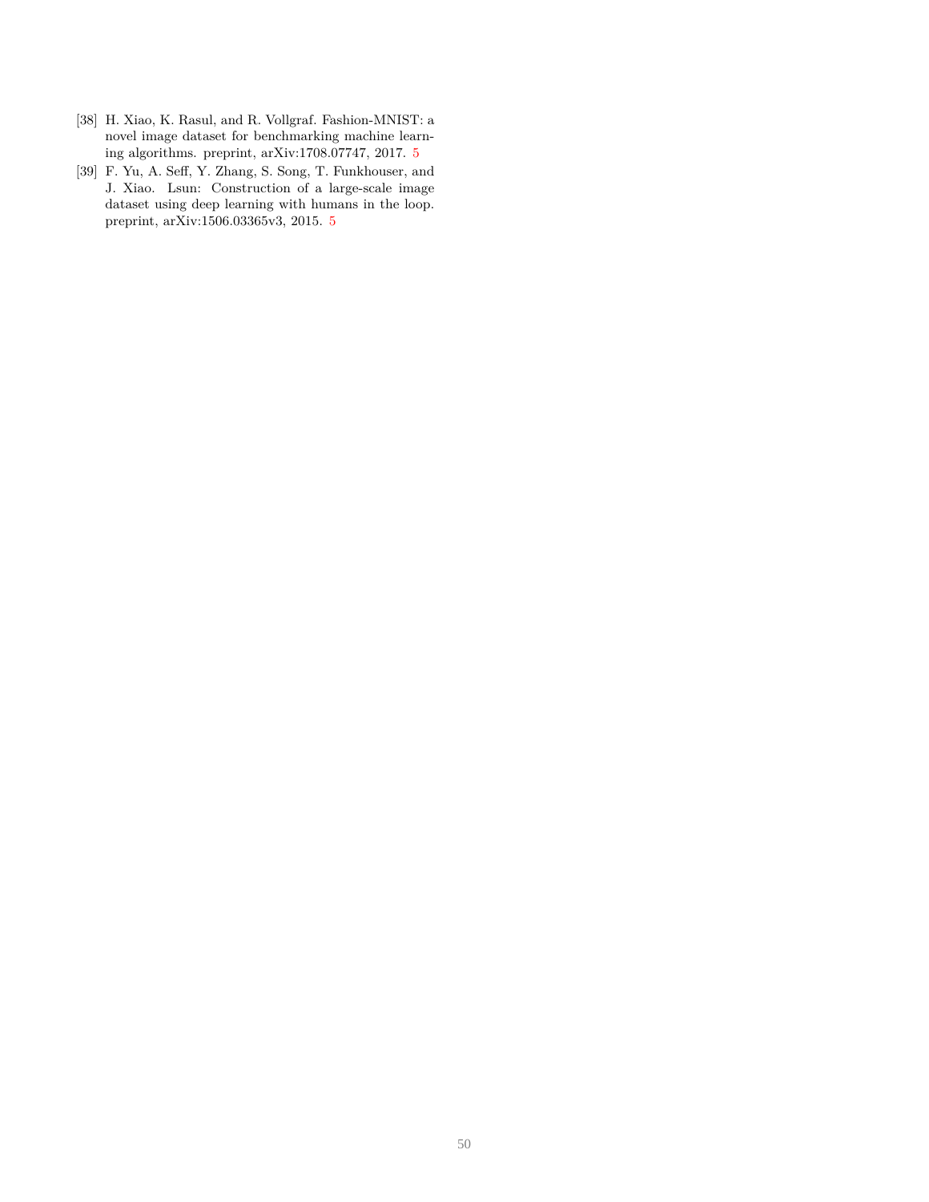[38] H. Xiao, K. Rasul, and R. Vollgraf. Fashion-MNIST: a novel image dataset for benchmarking machine learning algorithms. preprint, arXiv:1708.07747, 2017. 5

[39] F. Yu, A. Seff, Y. Zhang, S. Song, T. Funkhouser, and J. Xiao. Lsun: Construction of a large-scale image dataset using deep learning with humans in the loop. preprint, arXiv:1506.03365v3, 2015. 5